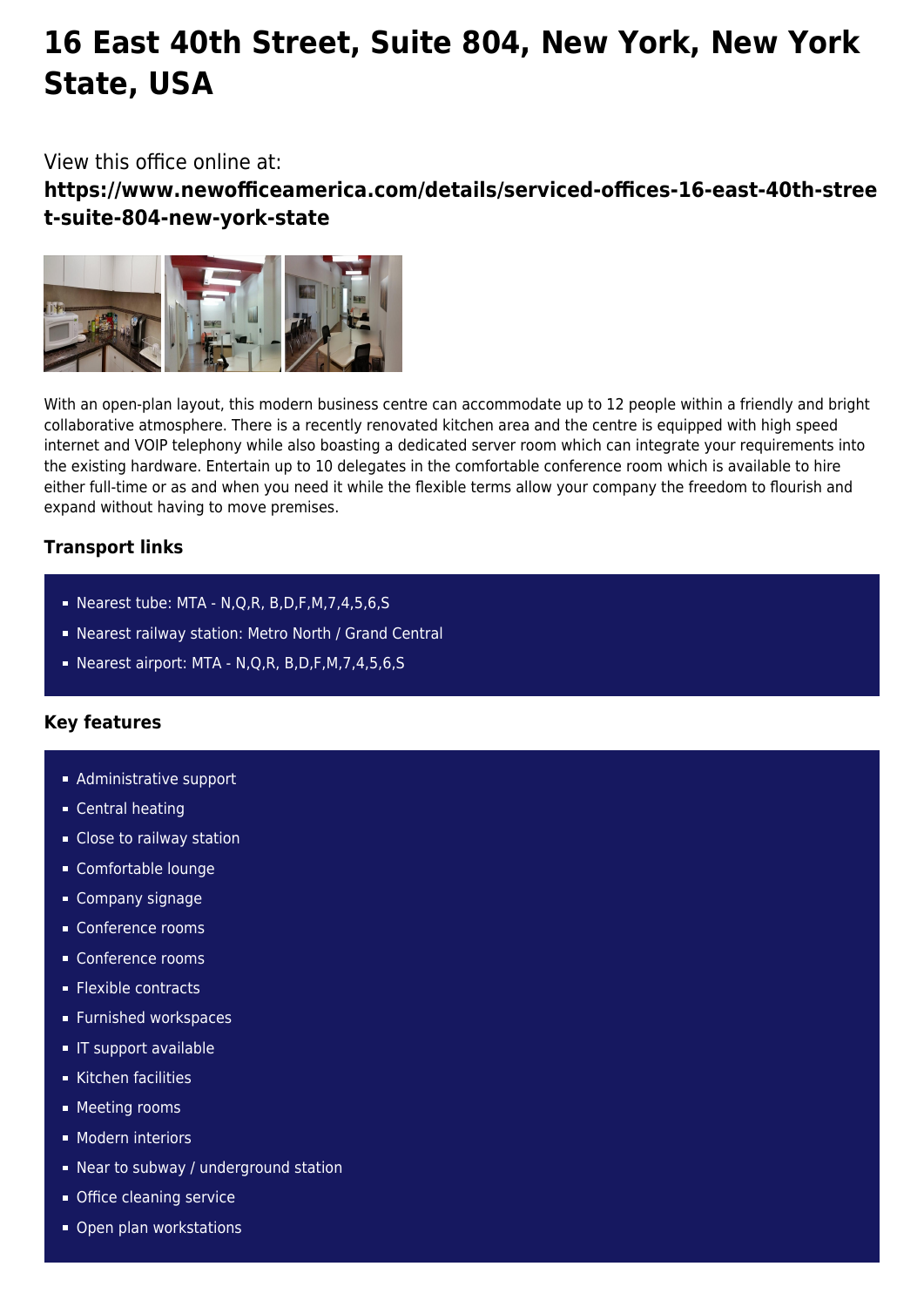# 16 East 40th Street, Suite 804, New York, New York State, USA

View this office online at:
**https://www.newofficeamerica.com/details/serviced-offices-16-east-40th-street-suite-804-new-york-state**

With an open-plan layout, this modern business centre can accommodate up to 12 people within a friendly and bright collaborative atmosphere. There is a recently renovated kitchen area and the centre is equipped with high speed internet and VOIP telephony while also boasting a dedicated server room which can integrate your requirements into the existing hardware. Entertain up to 10 delegates in the comfortable conference room which is available to hire either full-time or as and when you need it while the flexible terms allow your company the freedom to flourish and expand without having to move premises.

### Transport links

- Nearest tube: MTA - N,Q,R, B,D,F,M,7,4,5,6,S
- Nearest railway station: Metro North / Grand Central
- Nearest airport: MTA - N,Q,R, B,D,F,M,7,4,5,6,S

### Key features

- Administrative support
- Central heating
- Close to railway station
- Comfortable lounge
- Company signage
- Conference rooms
- Conference rooms
- Flexible contracts
- Furnished workspaces
- IT support available
- Kitchen facilities
- Meeting rooms
- Modern interiors
- Near to subway / underground station
- Office cleaning service
- Open plan workstations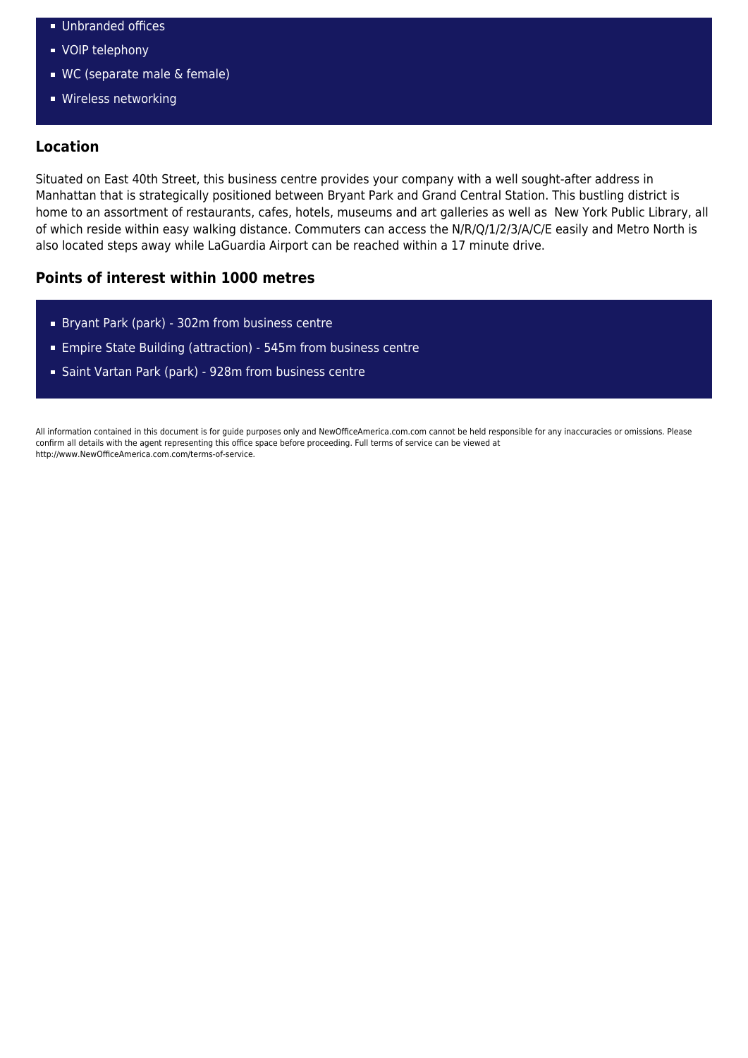- Unbranded offices
- VOIP telephony
- WC (separate male & female)
- Wireless networking

## Location

Situated on East 40th Street, this business centre provides your company with a well sought-after address in Manhattan that is strategically positioned between Bryant Park and Grand Central Station. This bustling district is home to an assortment of restaurants, cafes, hotels, museums and art galleries as well as New York Public Library, all of which reside within easy walking distance. Commuters can access the N/R/Q/1/2/3/A/C/E easily and Metro North is also located steps away while LaGuardia Airport can be reached within a 17 minute drive.

## Points of interest within 1000 metres

- Bryant Park (park) - 302m from business centre
- Empire State Building (attraction) - 545m from business centre
- Saint Vartan Park (park) - 928m from business centre

All information contained in this document is for guide purposes only and NewOfficeAmerica.com.com cannot be held responsible for any inaccuracies or omissions. Please confirm all details with the agent representing this office space before proceeding. Full terms of service can be viewed at http://www.NewOfficeAmerica.com.com/terms-of-service.